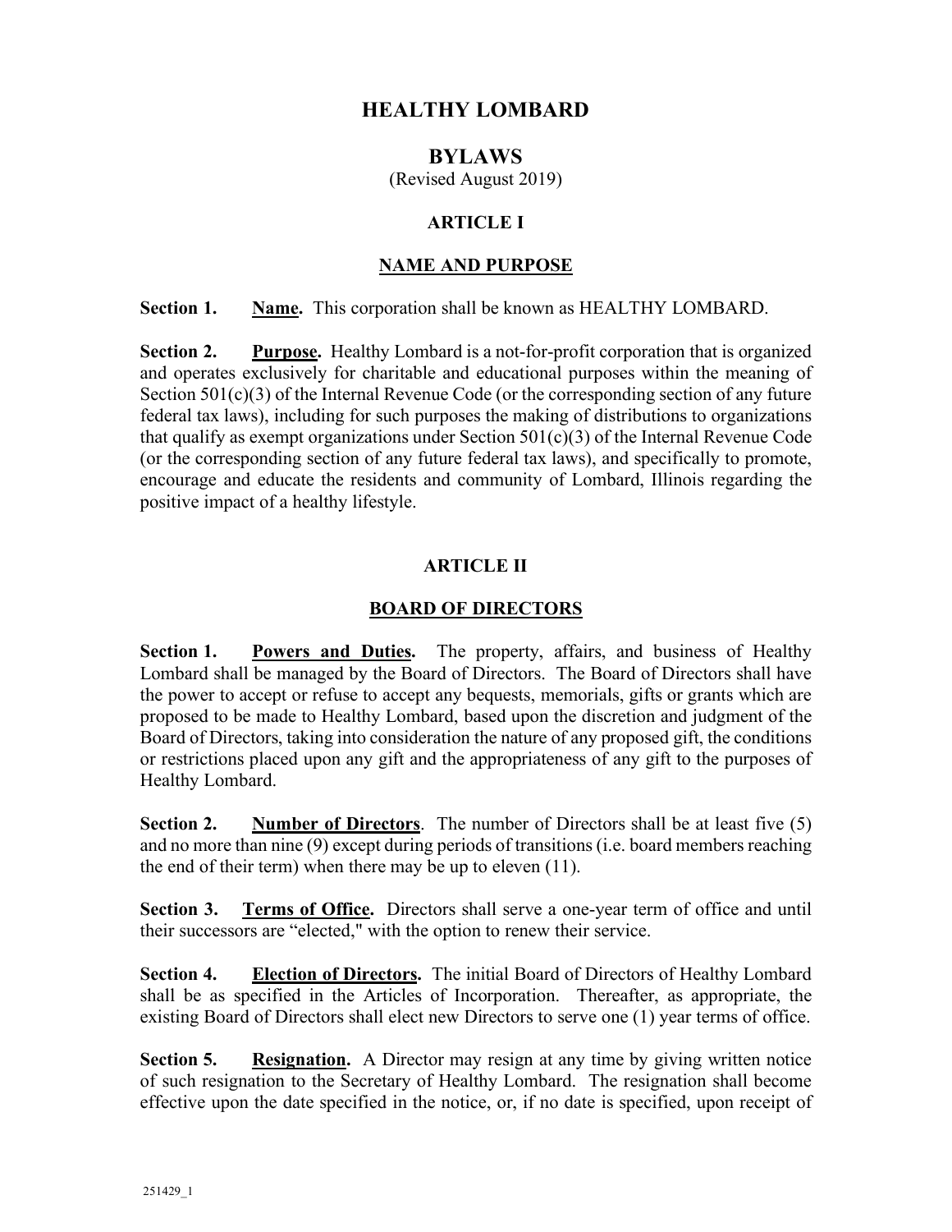# HEALTHY LOMBARD

## BYLAWS

(Revised August 2019)

## ARTICLE I

## NAME AND PURPOSE

**Section 1.** **Name.** This corporation shall be known as HEALTHY LOMBARD.

**Section 2.** **Purpose.** Healthy Lombard is a not-for-profit corporation that is organized and operates exclusively for charitable and educational purposes within the meaning of Section 501(c)(3) of the Internal Revenue Code (or the corresponding section of any future federal tax laws), including for such purposes the making of distributions to organizations that qualify as exempt organizations under Section 501(c)(3) of the Internal Revenue Code (or the corresponding section of any future federal tax laws), and specifically to promote, encourage and educate the residents and community of Lombard, Illinois regarding the positive impact of a healthy lifestyle.

## ARTICLE II

## BOARD OF DIRECTORS

**Section 1.** **Powers and Duties.** The property, affairs, and business of Healthy Lombard shall be managed by the Board of Directors. The Board of Directors shall have the power to accept or refuse to accept any bequests, memorials, gifts or grants which are proposed to be made to Healthy Lombard, based upon the discretion and judgment of the Board of Directors, taking into consideration the nature of any proposed gift, the conditions or restrictions placed upon any gift and the appropriateness of any gift to the purposes of Healthy Lombard.

**Section 2.** **Number of Directors**. The number of Directors shall be at least five (5) and no more than nine (9) except during periods of transitions (i.e. board members reaching the end of their term) when there may be up to eleven (11).

**Section 3.** **Terms of Office.** Directors shall serve a one-year term of office and until their successors are "elected," with the option to renew their service.

**Section 4.** **Election of Directors.** The initial Board of Directors of Healthy Lombard shall be as specified in the Articles of Incorporation. Thereafter, as appropriate, the existing Board of Directors shall elect new Directors to serve one (1) year terms of office.

**Section 5.** **Resignation.** A Director may resign at any time by giving written notice of such resignation to the Secretary of Healthy Lombard. The resignation shall become effective upon the date specified in the notice, or, if no date is specified, upon receipt of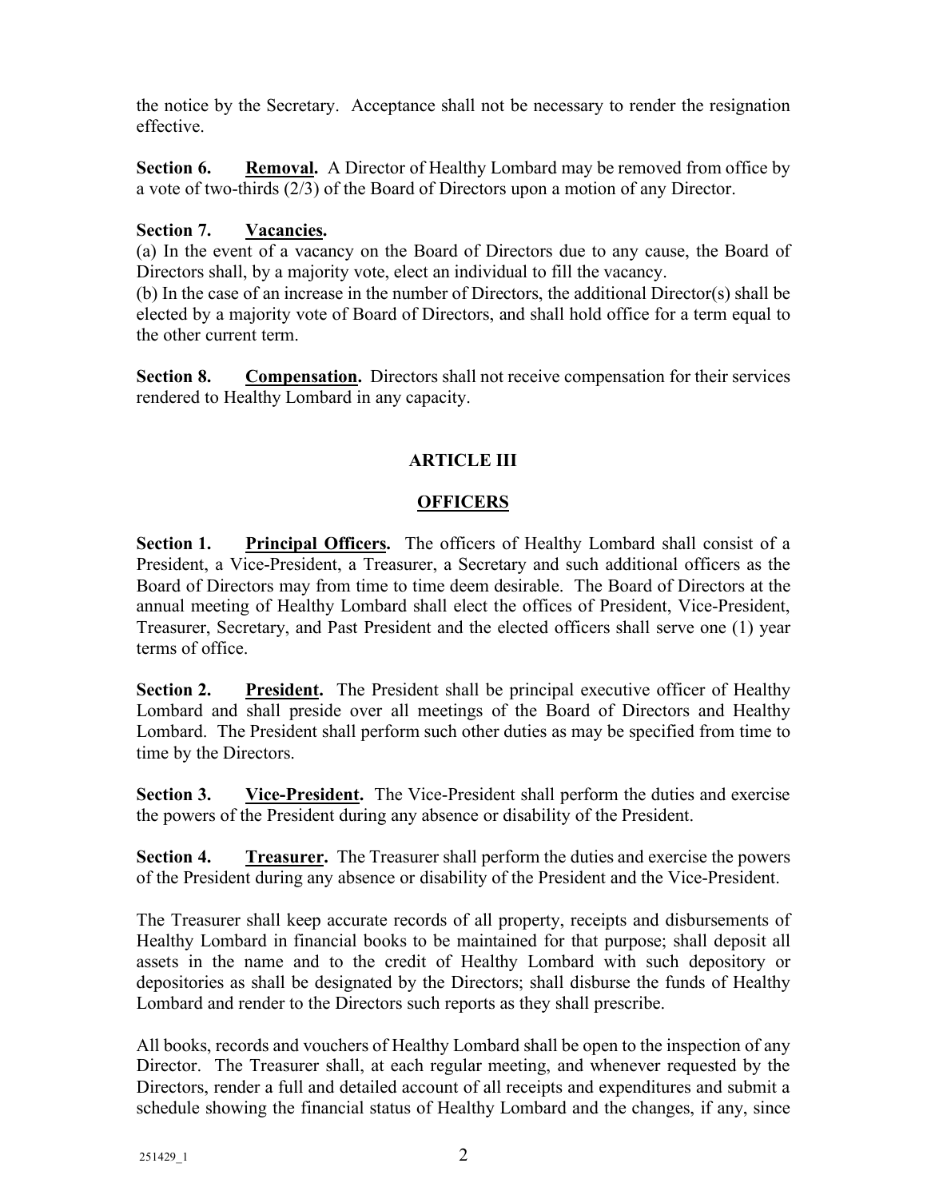the notice by the Secretary. Acceptance shall not be necessary to render the resignation effective.

**Section 6.** **Removal.** A Director of Healthy Lombard may be removed from office by a vote of two-thirds (2/3) of the Board of Directors upon a motion of any Director.

**Section 7.** **Vacancies.**

(a) In the event of a vacancy on the Board of Directors due to any cause, the Board of Directors shall, by a majority vote, elect an individual to fill the vacancy.

(b) In the case of an increase in the number of Directors, the additional Director(s) shall be elected by a majority vote of Board of Directors, and shall hold office for a term equal to the other current term.

**Section 8.** **Compensation.** Directors shall not receive compensation for their services rendered to Healthy Lombard in any capacity.

## ARTICLE III

## OFFICERS

**Section 1.** **Principal Officers.** The officers of Healthy Lombard shall consist of a President, a Vice-President, a Treasurer, a Secretary and such additional officers as the Board of Directors may from time to time deem desirable. The Board of Directors at the annual meeting of Healthy Lombard shall elect the offices of President, Vice-President, Treasurer, Secretary, and Past President and the elected officers shall serve one (1) year terms of office.

**Section 2.** **President.** The President shall be principal executive officer of Healthy Lombard and shall preside over all meetings of the Board of Directors and Healthy Lombard. The President shall perform such other duties as may be specified from time to time by the Directors.

**Section 3.** **Vice-President.** The Vice-President shall perform the duties and exercise the powers of the President during any absence or disability of the President.

**Section 4.** **Treasurer.** The Treasurer shall perform the duties and exercise the powers of the President during any absence or disability of the President and the Vice-President.

The Treasurer shall keep accurate records of all property, receipts and disbursements of Healthy Lombard in financial books to be maintained for that purpose; shall deposit all assets in the name and to the credit of Healthy Lombard with such depository or depositories as shall be designated by the Directors; shall disburse the funds of Healthy Lombard and render to the Directors such reports as they shall prescribe.

All books, records and vouchers of Healthy Lombard shall be open to the inspection of any Director. The Treasurer shall, at each regular meeting, and whenever requested by the Directors, render a full and detailed account of all receipts and expenditures and submit a schedule showing the financial status of Healthy Lombard and the changes, if any, since

251429_1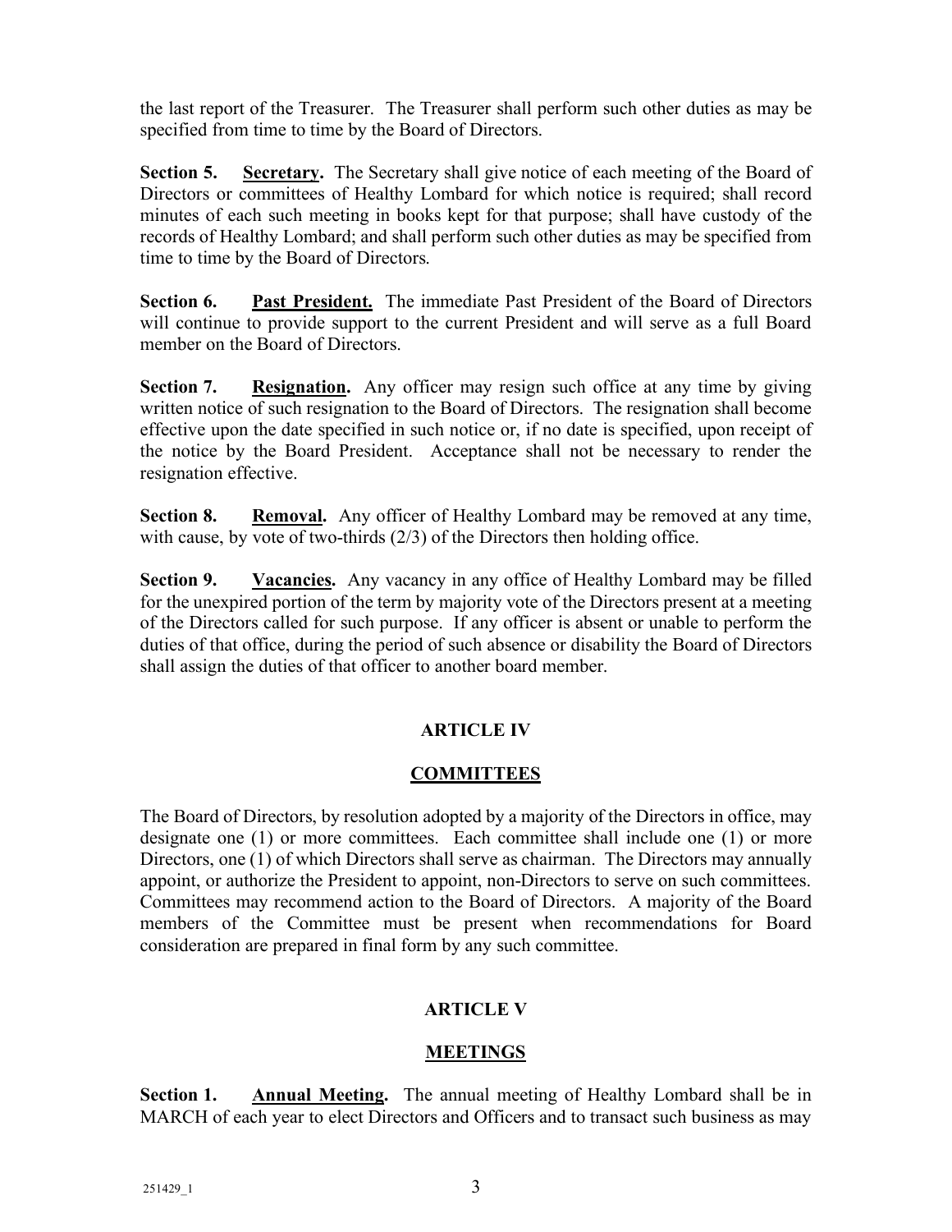the last report of the Treasurer. The Treasurer shall perform such other duties as may be specified from time to time by the Board of Directors.

**Section 5. Secretary.** The Secretary shall give notice of each meeting of the Board of Directors or committees of Healthy Lombard for which notice is required; shall record minutes of each such meeting in books kept for that purpose; shall have custody of the records of Healthy Lombard; and shall perform such other duties as may be specified from time to time by the Board of Directors.

**Section 6. Past President.** The immediate Past President of the Board of Directors will continue to provide support to the current President and will serve as a full Board member on the Board of Directors.

**Section 7. Resignation.** Any officer may resign such office at any time by giving written notice of such resignation to the Board of Directors. The resignation shall become effective upon the date specified in such notice or, if no date is specified, upon receipt of the notice by the Board President. Acceptance shall not be necessary to render the resignation effective.

**Section 8. Removal.** Any officer of Healthy Lombard may be removed at any time, with cause, by vote of two-thirds (2/3) of the Directors then holding office.

**Section 9. Vacancies.** Any vacancy in any office of Healthy Lombard may be filled for the unexpired portion of the term by majority vote of the Directors present at a meeting of the Directors called for such purpose. If any officer is absent or unable to perform the duties of that office, during the period of such absence or disability the Board of Directors shall assign the duties of that officer to another board member.

## ARTICLE IV

## COMMITTEES

The Board of Directors, by resolution adopted by a majority of the Directors in office, may designate one (1) or more committees. Each committee shall include one (1) or more Directors, one (1) of which Directors shall serve as chairman. The Directors may annually appoint, or authorize the President to appoint, non-Directors to serve on such committees. Committees may recommend action to the Board of Directors. A majority of the Board members of the Committee must be present when recommendations for Board consideration are prepared in final form by any such committee.

## ARTICLE V

## MEETINGS

**Section 1. Annual Meeting.** The annual meeting of Healthy Lombard shall be in MARCH of each year to elect Directors and Officers and to transact such business as may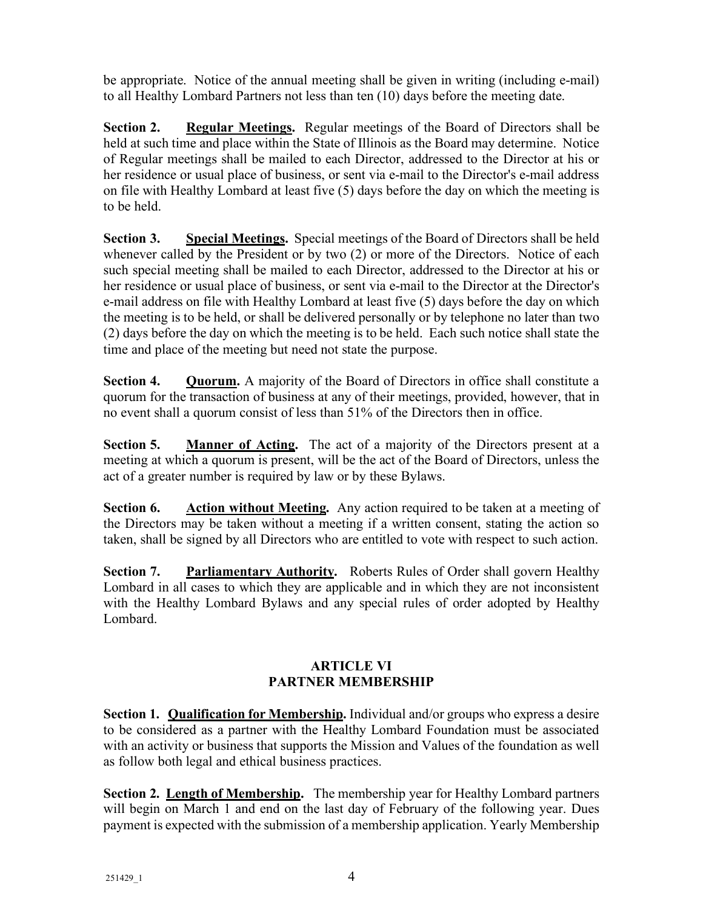be appropriate. Notice of the annual meeting shall be given in writing (including e-mail) to all Healthy Lombard Partners not less than ten (10) days before the meeting date.

**Section 2.** **<u>Regular Meetings</u>.** Regular meetings of the Board of Directors shall be held at such time and place within the State of Illinois as the Board may determine. Notice of Regular meetings shall be mailed to each Director, addressed to the Director at his or her residence or usual place of business, or sent via e-mail to the Director's e-mail address on file with Healthy Lombard at least five (5) days before the day on which the meeting is to be held.

**Section 3.** **<u>Special Meetings</u>.** Special meetings of the Board of Directors shall be held whenever called by the President or by two (2) or more of the Directors. Notice of each such special meeting shall be mailed to each Director, addressed to the Director at his or her residence or usual place of business, or sent via e-mail to the Director at the Director's e-mail address on file with Healthy Lombard at least five (5) days before the day on which the meeting is to be held, or shall be delivered personally or by telephone no later than two (2) days before the day on which the meeting is to be held. Each such notice shall state the time and place of the meeting but need not state the purpose.

**Section 4.** **<u>Quorum</u>.** A majority of the Board of Directors in office shall constitute a quorum for the transaction of business at any of their meetings, provided, however, that in no event shall a quorum consist of less than 51% of the Directors then in office.

**Section 5.** **<u>Manner of Acting</u>.** The act of a majority of the Directors present at a meeting at which a quorum is present, will be the act of the Board of Directors, unless the act of a greater number is required by law or by these Bylaws.

**Section 6.** **<u>Action without Meeting</u>.** Any action required to be taken at a meeting of the Directors may be taken without a meeting if a written consent, stating the action so taken, shall be signed by all Directors who are entitled to vote with respect to such action.

**Section 7.** **<u>Parliamentary Authority</u>.** Roberts Rules of Order shall govern Healthy Lombard in all cases to which they are applicable and in which they are not inconsistent with the Healthy Lombard Bylaws and any special rules of order adopted by Healthy Lombard.

## ARTICLE VI
## PARTNER MEMBERSHIP

**Section 1.** **<u>Qualification for Membership</u>.** Individual and/or groups who express a desire to be considered as a partner with the Healthy Lombard Foundation must be associated with an activity or business that supports the Mission and Values of the foundation as well as follow both legal and ethical business practices.

**Section 2.** **<u>Length of Membership</u>.** The membership year for Healthy Lombard partners will begin on March 1 and end on the last day of February of the following year. Dues payment is expected with the submission of a membership application. Yearly Membership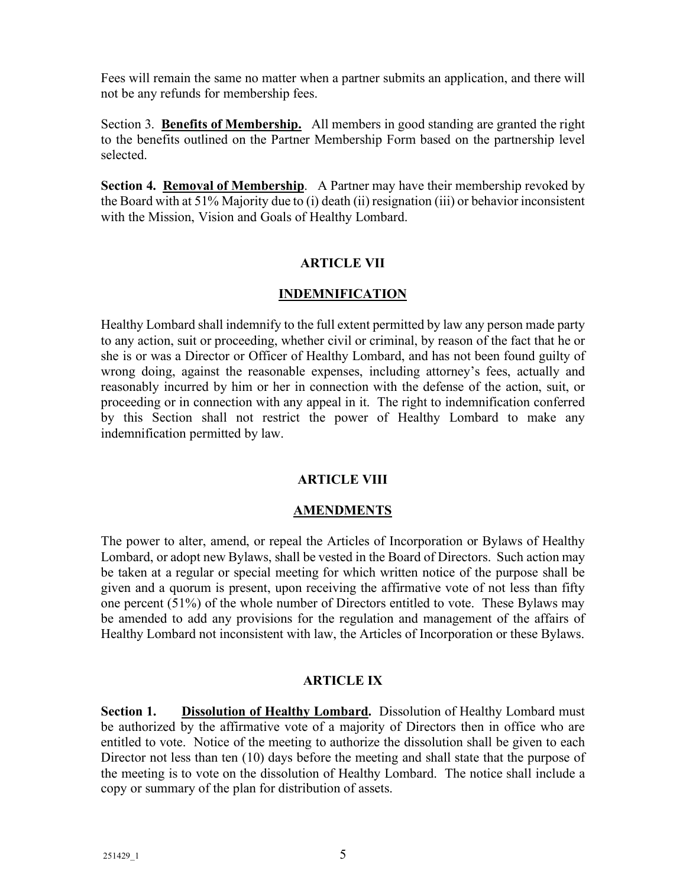Fees will remain the same no matter when a partner submits an application, and there will not be any refunds for membership fees.

Section 3. **Benefits of Membership.** All members in good standing are granted the right to the benefits outlined on the Partner Membership Form based on the partnership level selected.

**Section 4. Removal of Membership**. A Partner may have their membership revoked by the Board with at 51% Majority due to (i) death (ii) resignation (iii) or behavior inconsistent with the Mission, Vision and Goals of Healthy Lombard.

## ARTICLE VII

## INDEMNIFICATION

Healthy Lombard shall indemnify to the full extent permitted by law any person made party to any action, suit or proceeding, whether civil or criminal, by reason of the fact that he or she is or was a Director or Officer of Healthy Lombard, and has not been found guilty of wrong doing, against the reasonable expenses, including attorney's fees, actually and reasonably incurred by him or her in connection with the defense of the action, suit, or proceeding or in connection with any appeal in it. The right to indemnification conferred by this Section shall not restrict the power of Healthy Lombard to make any indemnification permitted by law.

## ARTICLE VIII

## AMENDMENTS

The power to alter, amend, or repeal the Articles of Incorporation or Bylaws of Healthy Lombard, or adopt new Bylaws, shall be vested in the Board of Directors. Such action may be taken at a regular or special meeting for which written notice of the purpose shall be given and a quorum is present, upon receiving the affirmative vote of not less than fifty one percent (51%) of the whole number of Directors entitled to vote. These Bylaws may be amended to add any provisions for the regulation and management of the affairs of Healthy Lombard not inconsistent with law, the Articles of Incorporation or these Bylaws.

## ARTICLE IX

**Section 1. Dissolution of Healthy Lombard.** Dissolution of Healthy Lombard must be authorized by the affirmative vote of a majority of Directors then in office who are entitled to vote. Notice of the meeting to authorize the dissolution shall be given to each Director not less than ten (10) days before the meeting and shall state that the purpose of the meeting is to vote on the dissolution of Healthy Lombard. The notice shall include a copy or summary of the plan for distribution of assets.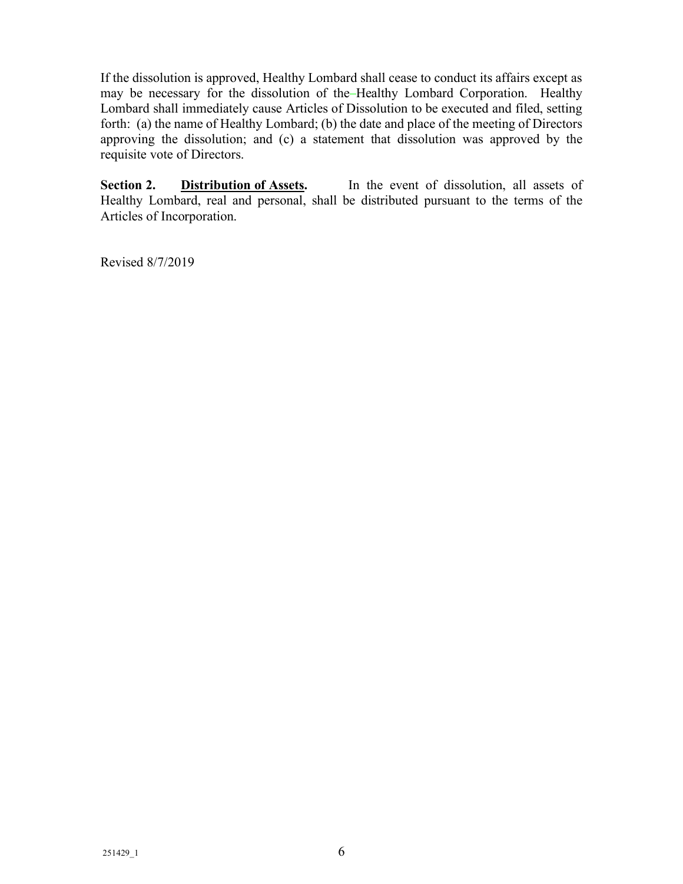If the dissolution is approved, Healthy Lombard shall cease to conduct its affairs except as may be necessary for the dissolution of the Healthy Lombard Corporation. Healthy Lombard shall immediately cause Articles of Dissolution to be executed and filed, setting forth: (a) the name of Healthy Lombard; (b) the date and place of the meeting of Directors approving the dissolution; and (c) a statement that dissolution was approved by the requisite vote of Directors.

**Section 2.** **<u>Distribution of Assets</u>.** In the event of dissolution, all assets of Healthy Lombard, real and personal, shall be distributed pursuant to the terms of the Articles of Incorporation.

Revised 8/7/2019

251429_1